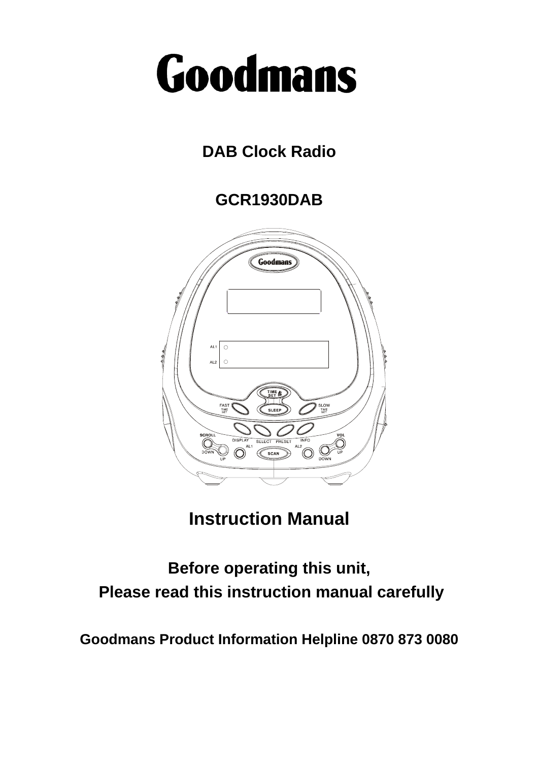# Goodmans

## DAB Clock Radio

## GCR1930DAB

# Instruction Manual

**Before operating this unit,**
**Please read this instruction manual carefully**

**Goodmans Product Information Helpline 0870 873 0080**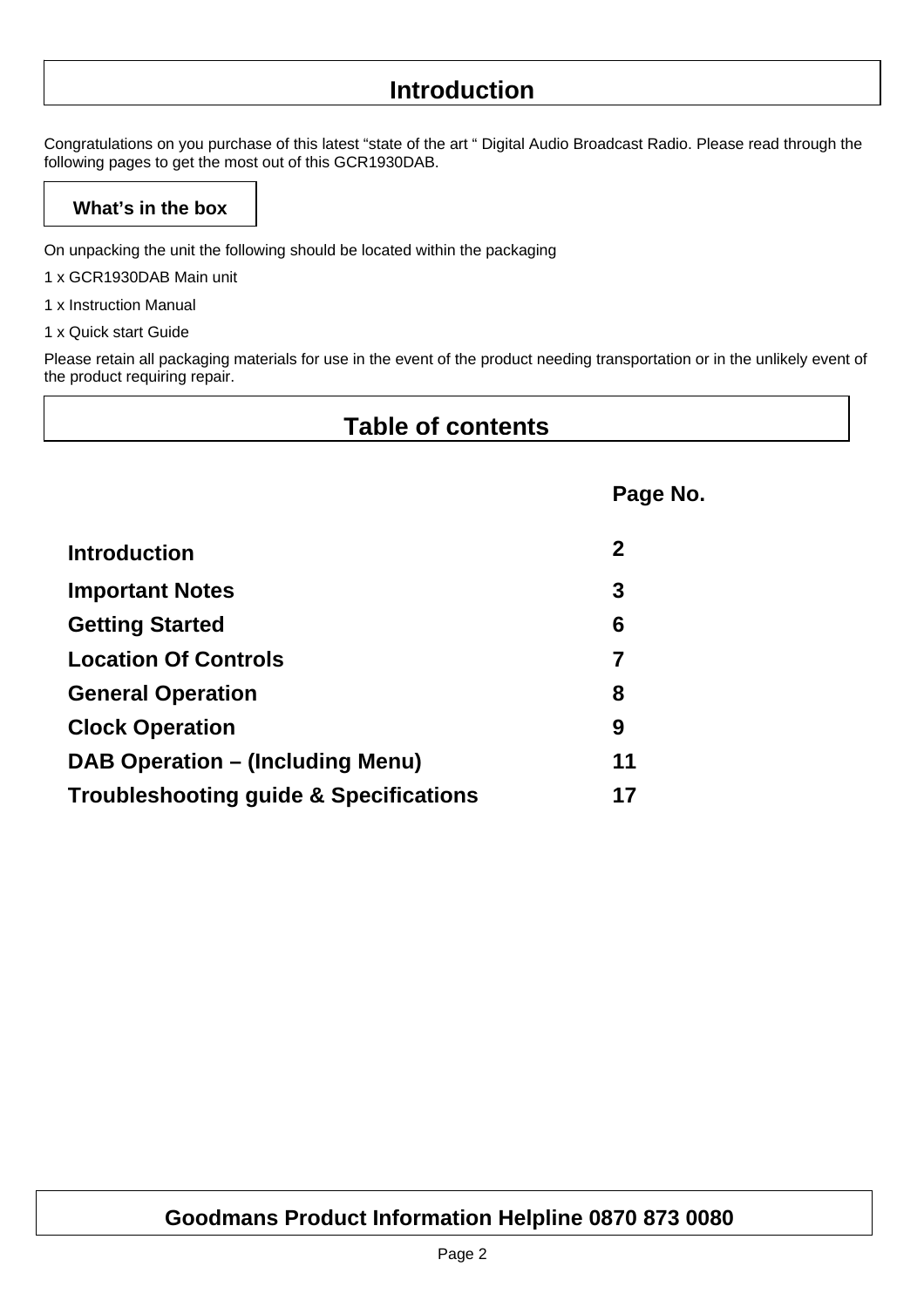# Introduction

Congratulations on you purchase of this latest “state of the art “ Digital Audio Broadcast Radio. Please read through the following pages to get the most out of this GCR1930DAB.

## What’s in the box

On unpacking the unit the following should be located within the packaging

1 x GCR1930DAB Main unit

1 x Instruction Manual

1 x Quick start Guide

Please retain all packaging materials for use in the event of the product needing transportation or in the unlikely event of the product requiring repair.

# Table of contents

| | Page No. |
|---|---|
| **Introduction** | **2** |
| **Important Notes** | **3** |
| **Getting Started** | **6** |
| **Location Of Controls** | **7** |
| **General Operation** | **8** |
| **Clock Operation** | **9** |
| **DAB Operation – (Including Menu)** | **11** |
| **Troubleshooting guide & Specifications** | **17** |

**Goodmans Product Information Helpline 0870 873 0080**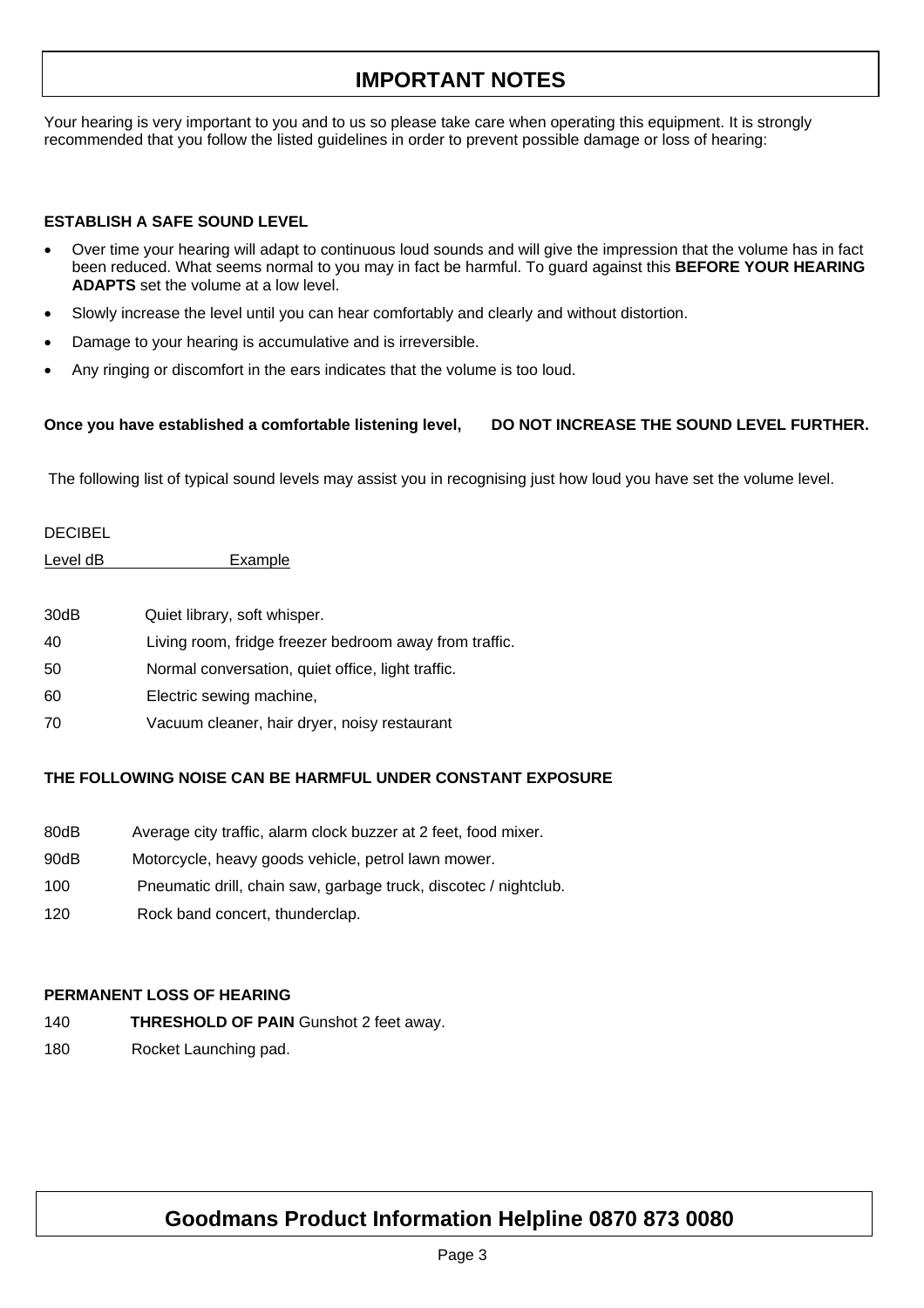# IMPORTANT NOTES

Your hearing is very important to you and to us so please take care when operating this equipment. It is strongly recommended that you follow the listed guidelines in order to prevent possible damage or loss of hearing:

**ESTABLISH A SAFE SOUND LEVEL**

- Over time your hearing will adapt to continuous loud sounds and will give the impression that the volume has in fact been reduced. What seems normal to you may in fact be harmful. To guard against this **BEFORE YOUR HEARING ADAPTS** set the volume at a low level.
- Slowly increase the level until you can hear comfortably and clearly and without distortion.
- Damage to your hearing is accumulative and is irreversible.
- Any ringing or discomfort in the ears indicates that the volume is too loud.

**Once you have established a comfortable listening level, DO NOT INCREASE THE SOUND LEVEL FURTHER.**

The following list of typical sound levels may assist you in recognising just how loud you have set the volume level.

DECIBEL

| Level dB | Example |
|---|---|
| 30dB | Quiet library, soft whisper. |
| 40 | Living room, fridge freezer bedroom away from traffic. |
| 50 | Normal conversation, quiet office, light traffic. |
| 60 | Electric sewing machine, |
| 70 | Vacuum cleaner, hair dryer, noisy restaurant |

**THE FOLLOWING NOISE CAN BE HARMFUL UNDER CONSTANT EXPOSURE**

| | |
|---|---|
| 80dB | Average city traffic, alarm clock buzzer at 2 feet, food mixer. |
| 90dB | Motorcycle, heavy goods vehicle, petrol lawn mower. |
| 100 | Pneumatic drill, chain saw, garbage truck, discotec / nightclub. |
| 120 | Rock band concert, thunderclap. |

**PERMANENT LOSS OF HEARING**

| | |
|---|---|
| 140 | **THRESHOLD OF PAIN** Gunshot 2 feet away. |
| 180 | Rocket Launching pad. |

**Goodmans Product Information Helpline 0870 873 0080**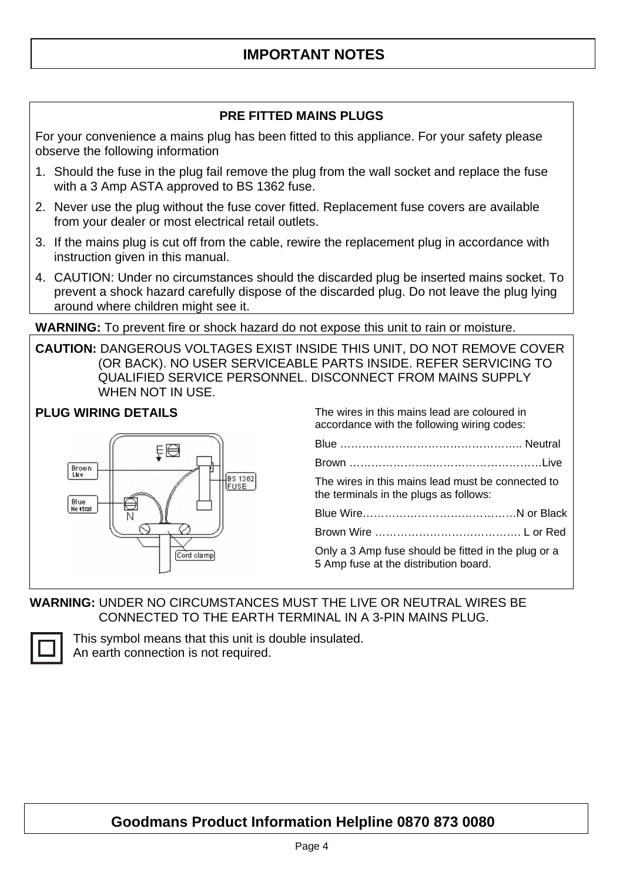# IMPORTANT NOTES

## PRE FITTED MAINS PLUGS

For your convenience a mains plug has been fitted to this appliance. For your safety please observe the following information

1. Should the fuse in the plug fail remove the plug from the wall socket and replace the fuse with a 3 Amp ASTA approved to BS 1362 fuse.
2. Never use the plug without the fuse cover fitted. Replacement fuse covers are available from your dealer or most electrical retail outlets.
3. If the mains plug is cut off from the cable, rewire the replacement plug in accordance with instruction given in this manual.
4. CAUTION: Under no circumstances should the discarded plug be inserted mains socket. To prevent a shock hazard carefully dispose of the discarded plug. Do not leave the plug lying around where children might see it.

**WARNING:** To prevent fire or shock hazard do not expose this unit to rain or moisture.

**CAUTION:** DANGEROUS VOLTAGES EXIST INSIDE THIS UNIT, DO NOT REMOVE COVER (OR BACK). NO USER SERVICEABLE PARTS INSIDE. REFER SERVICING TO QUALIFIED SERVICE PERSONNEL. DISCONNECT FROM MAINS SUPPLY WHEN NOT IN USE.

**PLUG WIRING DETAILS**

E

Brown Live

BS 1362 FUSE

Blue Neutral

N

Cord clamp

The wires in this mains lead are coloured in accordance with the following wiring codes:

Blue ………………………………………….. Neutral

Brown ………………….……………………….Live

The wires in this mains lead must be connected to the terminals in the plugs as follows:

Blue Wire……………………………………N or Black

Brown Wire …………………………………. L or Red

Only a 3 Amp fuse should be fitted in the plug or a 5 Amp fuse at the distribution board.

**WARNING:** UNDER NO CIRCUMSTANCES MUST THE LIVE OR NEUTRAL WIRES BE CONNECTED TO THE EARTH TERMINAL IN A 3-PIN MAINS PLUG.

This symbol means that this unit is double insulated.
An earth connection is not required.

**Goodmans Product Information Helpline 0870 873 0080**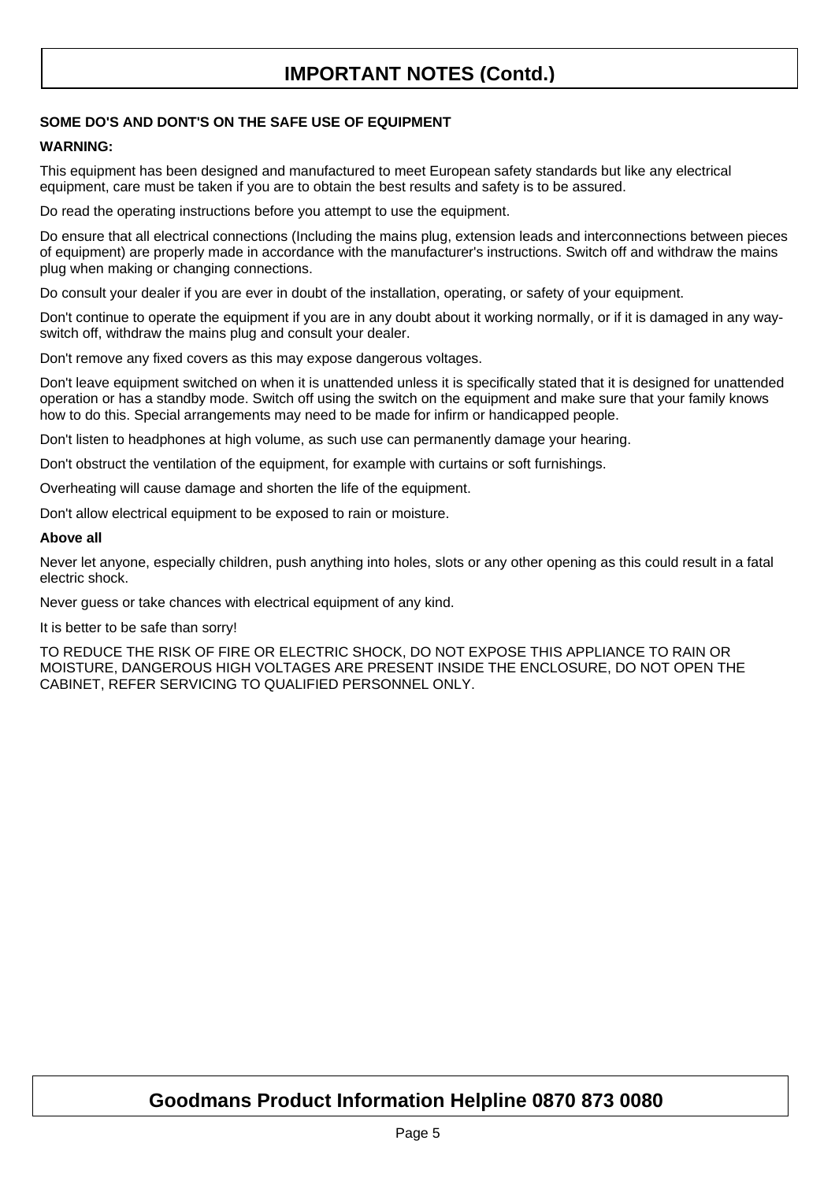# IMPORTANT NOTES (Contd.)

**SOME DO'S AND DONT'S ON THE SAFE USE OF EQUIPMENT**

**WARNING:**

This equipment has been designed and manufactured to meet European safety standards but like any electrical equipment, care must be taken if you are to obtain the best results and safety is to be assured.

Do read the operating instructions before you attempt to use the equipment.

Do ensure that all electrical connections (Including the mains plug, extension leads and interconnections between pieces of equipment) are properly made in accordance with the manufacturer's instructions. Switch off and withdraw the mains plug when making or changing connections.

Do consult your dealer if you are ever in doubt of the installation, operating, or safety of your equipment.

Don't continue to operate the equipment if you are in any doubt about it working normally, or if it is damaged in any way- switch off, withdraw the mains plug and consult your dealer.

Don't remove any fixed covers as this may expose dangerous voltages.

Don't leave equipment switched on when it is unattended unless it is specifically stated that it is designed for unattended operation or has a standby mode. Switch off using the switch on the equipment and make sure that your family knows how to do this. Special arrangements may need to be made for infirm or handicapped people.

Don't listen to headphones at high volume, as such use can permanently damage your hearing.

Don't obstruct the ventilation of the equipment, for example with curtains or soft furnishings.

Overheating will cause damage and shorten the life of the equipment.

Don't allow electrical equipment to be exposed to rain or moisture.

**Above all**

Never let anyone, especially children, push anything into holes, slots or any other opening as this could result in a fatal electric shock.

Never guess or take chances with electrical equipment of any kind.

It is better to be safe than sorry!

TO REDUCE THE RISK OF FIRE OR ELECTRIC SHOCK, DO NOT EXPOSE THIS APPLIANCE TO RAIN OR MOISTURE, DANGEROUS HIGH VOLTAGES ARE PRESENT INSIDE THE ENCLOSURE, DO NOT OPEN THE CABINET, REFER SERVICING TO QUALIFIED PERSONNEL ONLY.

**Goodmans Product Information Helpline 0870 873 0080**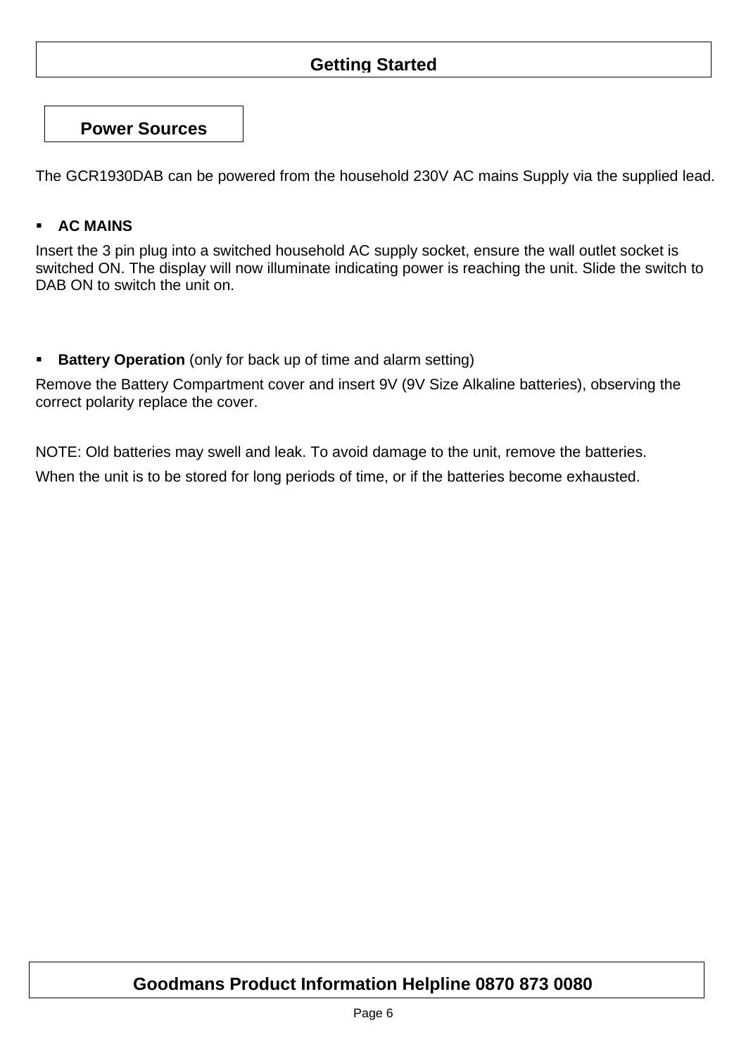# Getting Started

## Power Sources

The GCR1930DAB can be powered from the household 230V AC mains Supply via the supplied lead.

- **AC MAINS**

Insert the 3 pin plug into a switched household AC supply socket, ensure the wall outlet socket is switched ON. The display will now illuminate indicating power is reaching the unit. Slide the switch to DAB ON to switch the unit on.

- **Battery Operation** (only for back up of time and alarm setting)

Remove the Battery Compartment cover and insert 9V (9V Size Alkaline batteries), observing the correct polarity replace the cover.

NOTE: Old batteries may swell and leak. To avoid damage to the unit, remove the batteries.

When the unit is to be stored for long periods of time, or if the batteries become exhausted.

**Goodmans Product Information Helpline 0870 873 0080**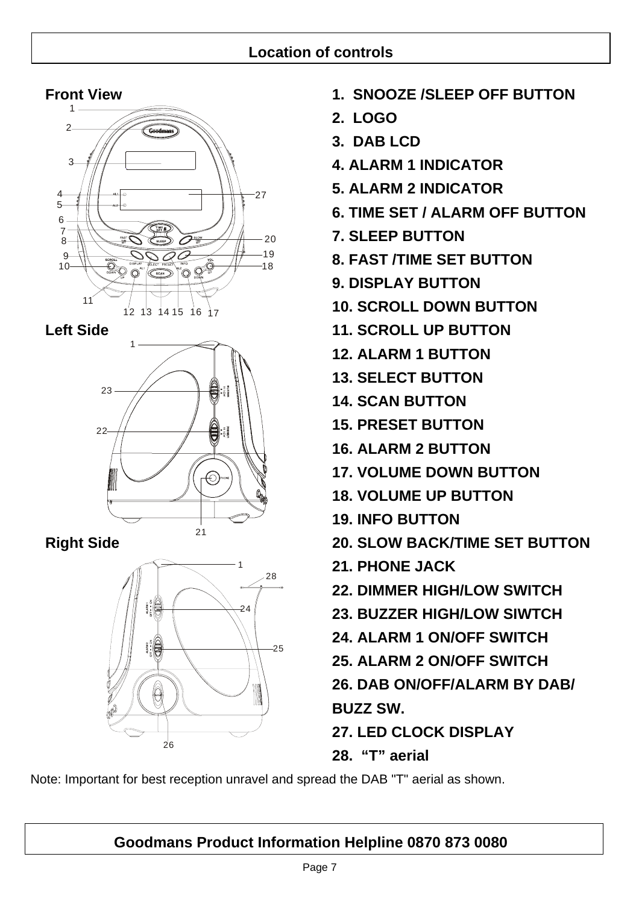## Location of controls

**Front View**

**Left Side**

**Right Side**

1. **SNOOZE /SLEEP OFF BUTTON**
2. **LOGO**
3. **DAB LCD**
4. **ALARM 1 INDICATOR**
5. **ALARM 2 INDICATOR**
6. **TIME SET / ALARM OFF BUTTON**
7. **SLEEP BUTTON**
8. **FAST /TIME SET BUTTON**
9. **DISPLAY BUTTON**
10. **SCROLL DOWN BUTTON**
11. **SCROLL UP BUTTON**
12. **ALARM 1 BUTTON**
13. **SELECT BUTTON**
14. **SCAN BUTTON**
15. **PRESET BUTTON**
16. **ALARM 2 BUTTON**
17. **VOLUME DOWN BUTTON**
18. **VOLUME UP BUTTON**
19. **INFO BUTTON**
20. **SLOW BACK/TIME SET BUTTON**
21. **PHONE JACK**
22. **DIMMER HIGH/LOW SWITCH**
23. **BUZZER HIGH/LOW SIWTCH**
24. **ALARM 1 ON/OFF SWITCH**
25. **ALARM 2 ON/OFF SWITCH**
26. **DAB ON/OFF/ALARM BY DAB/ BUZZ SW.**
27. **LED CLOCK DISPLAY**
28. **"T" aerial**

Note: Important for best reception unravel and spread the DAB "T" aerial as shown.

**Goodmans Product Information Helpline 0870 873 0080**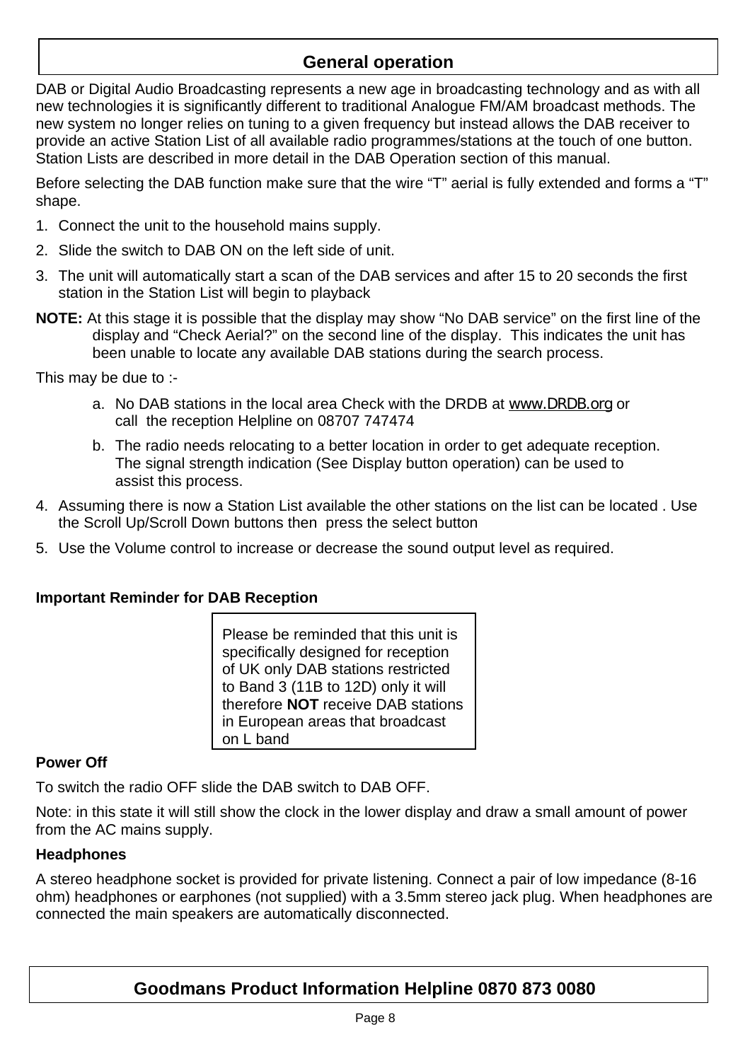# General operation

DAB or Digital Audio Broadcasting represents a new age in broadcasting technology and as with all new technologies it is significantly different to traditional Analogue FM/AM broadcast methods. The new system no longer relies on tuning to a given frequency but instead allows the DAB receiver to provide an active Station List of all available radio programmes/stations at the touch of one button. Station Lists are described in more detail in the DAB Operation section of this manual.

Before selecting the DAB function make sure that the wire "T" aerial is fully extended and forms a "T" shape.

1. Connect the unit to the household mains supply.
2. Slide the switch to DAB ON on the left side of unit.
3. The unit will automatically start a scan of the DAB services and after 15 to 20 seconds the first station in the Station List will begin to playback

**NOTE:** At this stage it is possible that the display may show "No DAB service" on the first line of the display and "Check Aerial?" on the second line of the display. This indicates the unit has been unable to locate any available DAB stations during the search process.

This may be due to :-

a. No DAB stations in the local area Check with the DRDB at www.DRDB.org or call the reception Helpline on 08707 747474
b. The radio needs relocating to a better location in order to get adequate reception. The signal strength indication (See Display button operation) can be used to assist this process.

4. Assuming there is now a Station List available the other stations on the list can be located . Use the Scroll Up/Scroll Down buttons then press the select button
5. Use the Volume control to increase or decrease the sound output level as required.

**Important Reminder for DAB Reception**

Please be reminded that this unit is specifically designed for reception of UK only DAB stations restricted to Band 3 (11B to 12D) only it will therefore **NOT** receive DAB stations in European areas that broadcast on L band

**Power Off**

To switch the radio OFF slide the DAB switch to DAB OFF.

Note: in this state it will still show the clock in the lower display and draw a small amount of power from the AC mains supply.

**Headphones**

A stereo headphone socket is provided for private listening. Connect a pair of low impedance (8-16 ohm) headphones or earphones (not supplied) with a 3.5mm stereo jack plug. When headphones are connected the main speakers are automatically disconnected.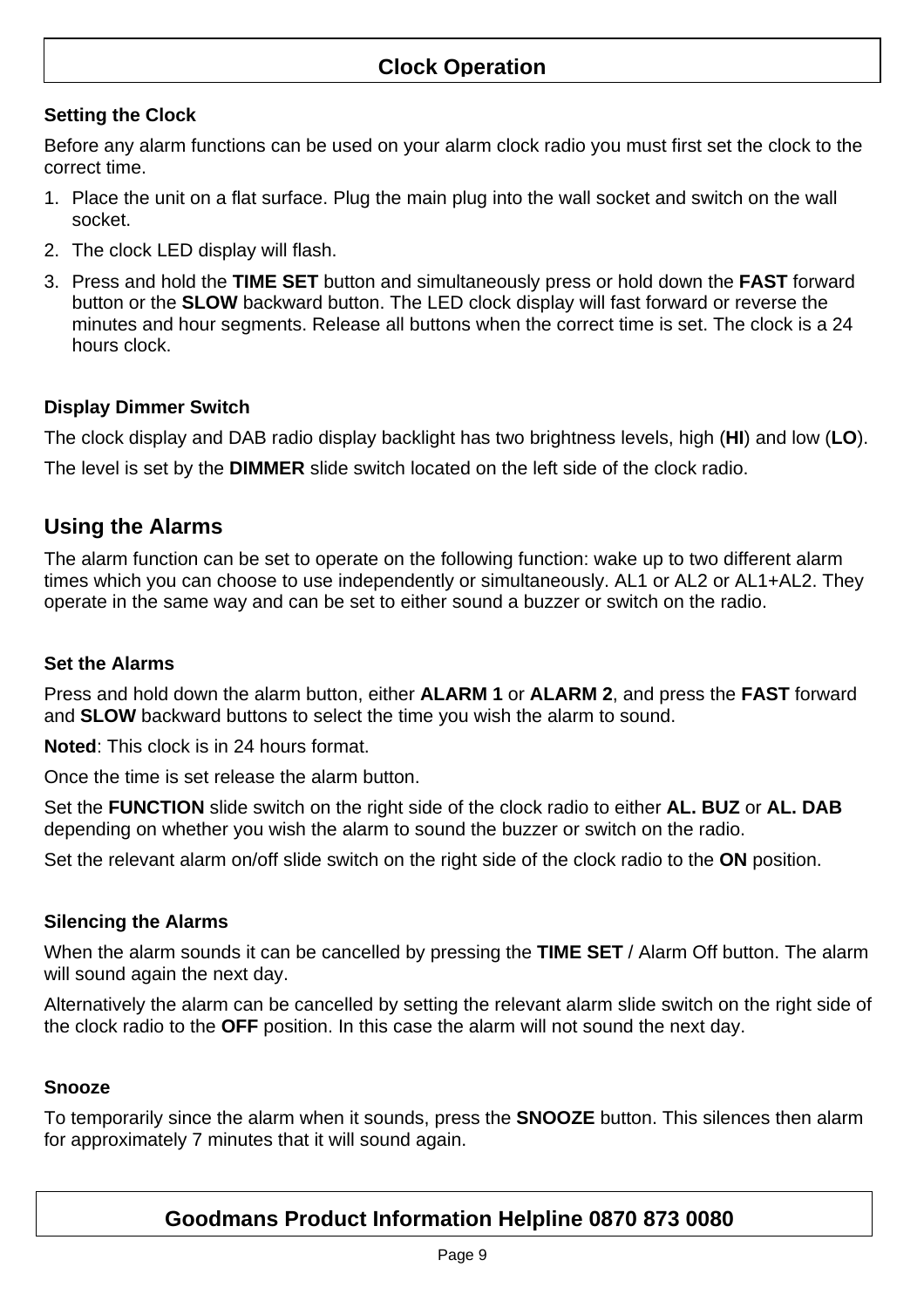## Clock Operation

### Setting the Clock

Before any alarm functions can be used on your alarm clock radio you must first set the clock to the correct time.

1. Place the unit on a flat surface. Plug the main plug into the wall socket and switch on the wall socket.
2. The clock LED display will flash.
3. Press and hold the **TIME SET** button and simultaneously press or hold down the **FAST** forward button or the **SLOW** backward button. The LED clock display will fast forward or reverse the minutes and hour segments. Release all buttons when the correct time is set. The clock is a 24 hours clock.

### Display Dimmer Switch

The clock display and DAB radio display backlight has two brightness levels, high (**HI**) and low (**LO**).

The level is set by the **DIMMER** slide switch located on the left side of the clock radio.

## Using the Alarms

The alarm function can be set to operate on the following function: wake up to two different alarm times which you can choose to use independently or simultaneously. AL1 or AL2 or AL1+AL2. They operate in the same way and can be set to either sound a buzzer or switch on the radio.

### Set the Alarms

Press and hold down the alarm button, either **ALARM 1** or **ALARM 2**, and press the **FAST** forward and **SLOW** backward buttons to select the time you wish the alarm to sound.

**Noted**: This clock is in 24 hours format.

Once the time is set release the alarm button.

Set the **FUNCTION** slide switch on the right side of the clock radio to either **AL. BUZ** or **AL. DAB** depending on whether you wish the alarm to sound the buzzer or switch on the radio.

Set the relevant alarm on/off slide switch on the right side of the clock radio to the **ON** position.

### Silencing the Alarms

When the alarm sounds it can be cancelled by pressing the **TIME SET** / Alarm Off button. The alarm will sound again the next day.

Alternatively the alarm can be cancelled by setting the relevant alarm slide switch on the right side of the clock radio to the **OFF** position. In this case the alarm will not sound the next day.

### Snooze

To temporarily since the alarm when it sounds, press the **SNOOZE** button. This silences then alarm for approximately 7 minutes that it will sound again.

**Goodmans Product Information Helpline 0870 873 0080**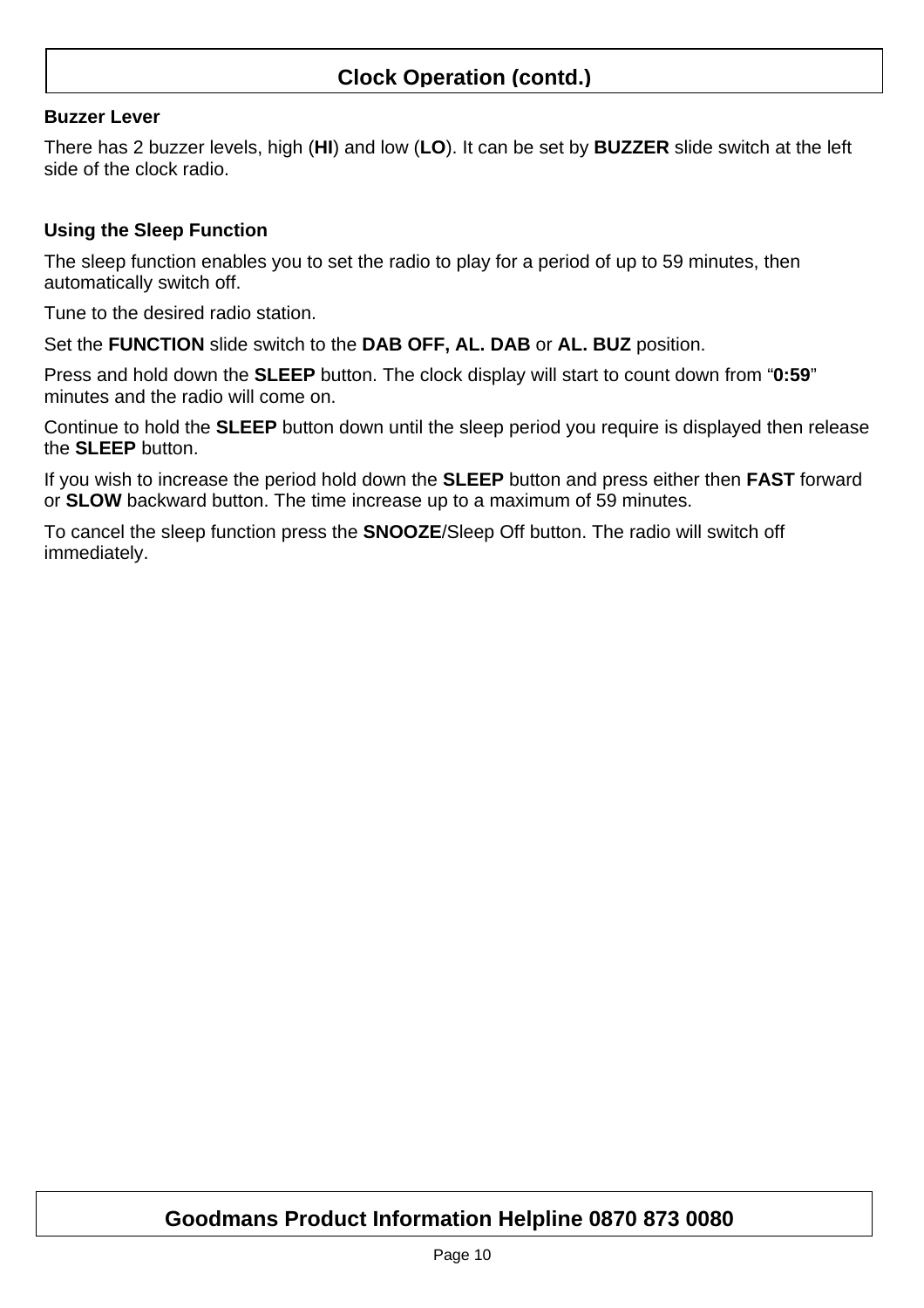## Clock Operation (contd.)

### Buzzer Lever

There has 2 buzzer levels, high (**HI**) and low (**LO**). It can be set by **BUZZER** slide switch at the left side of the clock radio.

### Using the Sleep Function

The sleep function enables you to set the radio to play for a period of up to 59 minutes, then automatically switch off.

Tune to the desired radio station.

Set the **FUNCTION** slide switch to the **DAB OFF, AL. DAB** or **AL. BUZ** position.

Press and hold down the **SLEEP** button. The clock display will start to count down from "**0:59**" minutes and the radio will come on.

Continue to hold the **SLEEP** button down until the sleep period you require is displayed then release the **SLEEP** button.

If you wish to increase the period hold down the **SLEEP** button and press either then **FAST** forward or **SLOW** backward button. The time increase up to a maximum of 59 minutes.

To cancel the sleep function press the **SNOOZE**/Sleep Off button. The radio will switch off immediately.

**Goodmans Product Information Helpline 0870 873 0080**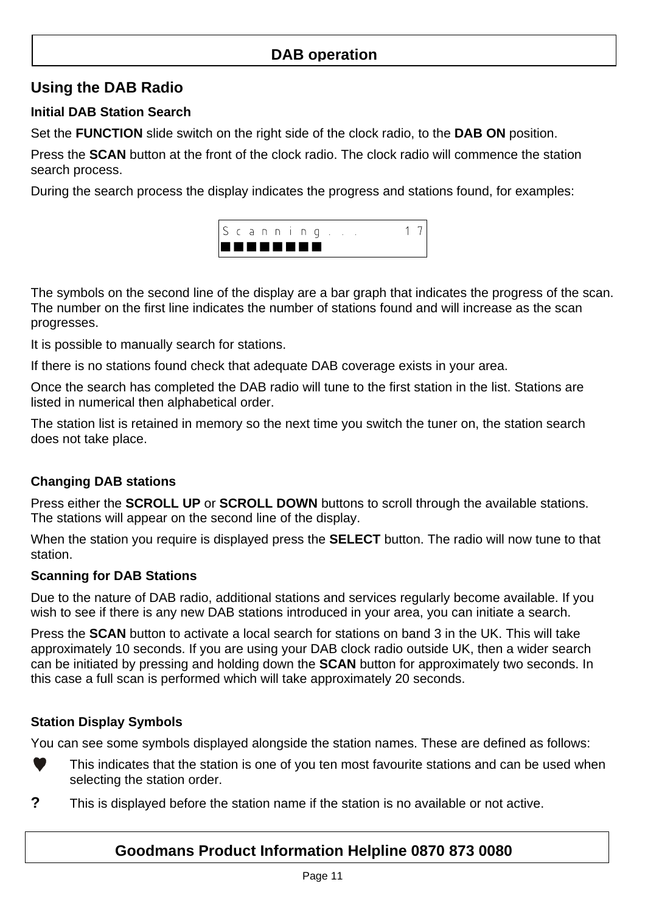# DAB operation

## Using the DAB Radio

### Initial DAB Station Search

Set the **FUNCTION** slide switch on the right side of the clock radio, to the **DAB ON** position.

Press the **SCAN** button at the front of the clock radio. The clock radio will commence the station search process.

During the search process the display indicates the progress and stations found, for examples:

```
Scanning...      17
■■■■■■■■
```

The symbols on the second line of the display are a bar graph that indicates the progress of the scan. The number on the first line indicates the number of stations found and will increase as the scan progresses.

It is possible to manually search for stations.

If there is no stations found check that adequate DAB coverage exists in your area.

Once the search has completed the DAB radio will tune to the first station in the list. Stations are listed in numerical then alphabetical order.

The station list is retained in memory so the next time you switch the tuner on, the station search does not take place.

### Changing DAB stations

Press either the **SCROLL UP** or **SCROLL DOWN** buttons to scroll through the available stations. The stations will appear on the second line of the display.

When the station you require is displayed press the **SELECT** button. The radio will now tune to that station.

### Scanning for DAB Stations

Due to the nature of DAB radio, additional stations and services regularly become available. If you wish to see if there is any new DAB stations introduced in your area, you can initiate a search.

Press the **SCAN** button to activate a local search for stations on band 3 in the UK. This will take approximately 10 seconds. If you are using your DAB clock radio outside UK, then a wider search can be initiated by pressing and holding down the **SCAN** button for approximately two seconds. In this case a full scan is performed which will take approximately 20 seconds.

### Station Display Symbols

You can see some symbols displayed alongside the station names. These are defined as follows:

- ♥ This indicates that the station is one of you ten most favourite stations and can be used when selecting the station order.
- **?** This is displayed before the station name if the station is no available or not active.

**Goodmans Product Information Helpline 0870 873 0080**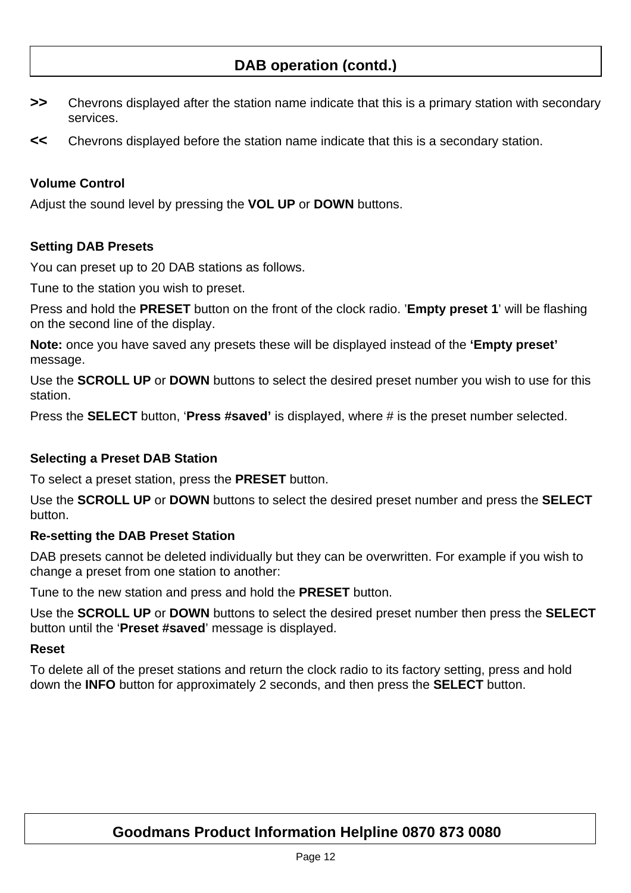# DAB operation (contd.)

**>>** Chevrons displayed after the station name indicate that this is a primary station with secondary services.

**<<** Chevrons displayed before the station name indicate that this is a secondary station.

**Volume Control**

Adjust the sound level by pressing the **VOL UP** or **DOWN** buttons.

**Setting DAB Presets**

You can preset up to 20 DAB stations as follows.

Tune to the station you wish to preset.

Press and hold the **PRESET** button on the front of the clock radio. '**Empty preset 1**' will be flashing on the second line of the display.

**Note:** once you have saved any presets these will be displayed instead of the **'Empty preset'** message.

Use the **SCROLL UP** or **DOWN** buttons to select the desired preset number you wish to use for this station.

Press the **SELECT** button, '**Press #saved'** is displayed, where # is the preset number selected.

**Selecting a Preset DAB Station**

To select a preset station, press the **PRESET** button.

Use the **SCROLL UP** or **DOWN** buttons to select the desired preset number and press the **SELECT** button.

**Re-setting the DAB Preset Station**

DAB presets cannot be deleted individually but they can be overwritten. For example if you wish to change a preset from one station to another:

Tune to the new station and press and hold the **PRESET** button.

Use the **SCROLL UP** or **DOWN** buttons to select the desired preset number then press the **SELECT** button until the '**Preset #saved**' message is displayed.

**Reset**

To delete all of the preset stations and return the clock radio to its factory setting, press and hold down the **INFO** button for approximately 2 seconds, and then press the **SELECT** button.

**Goodmans Product Information Helpline 0870 873 0080**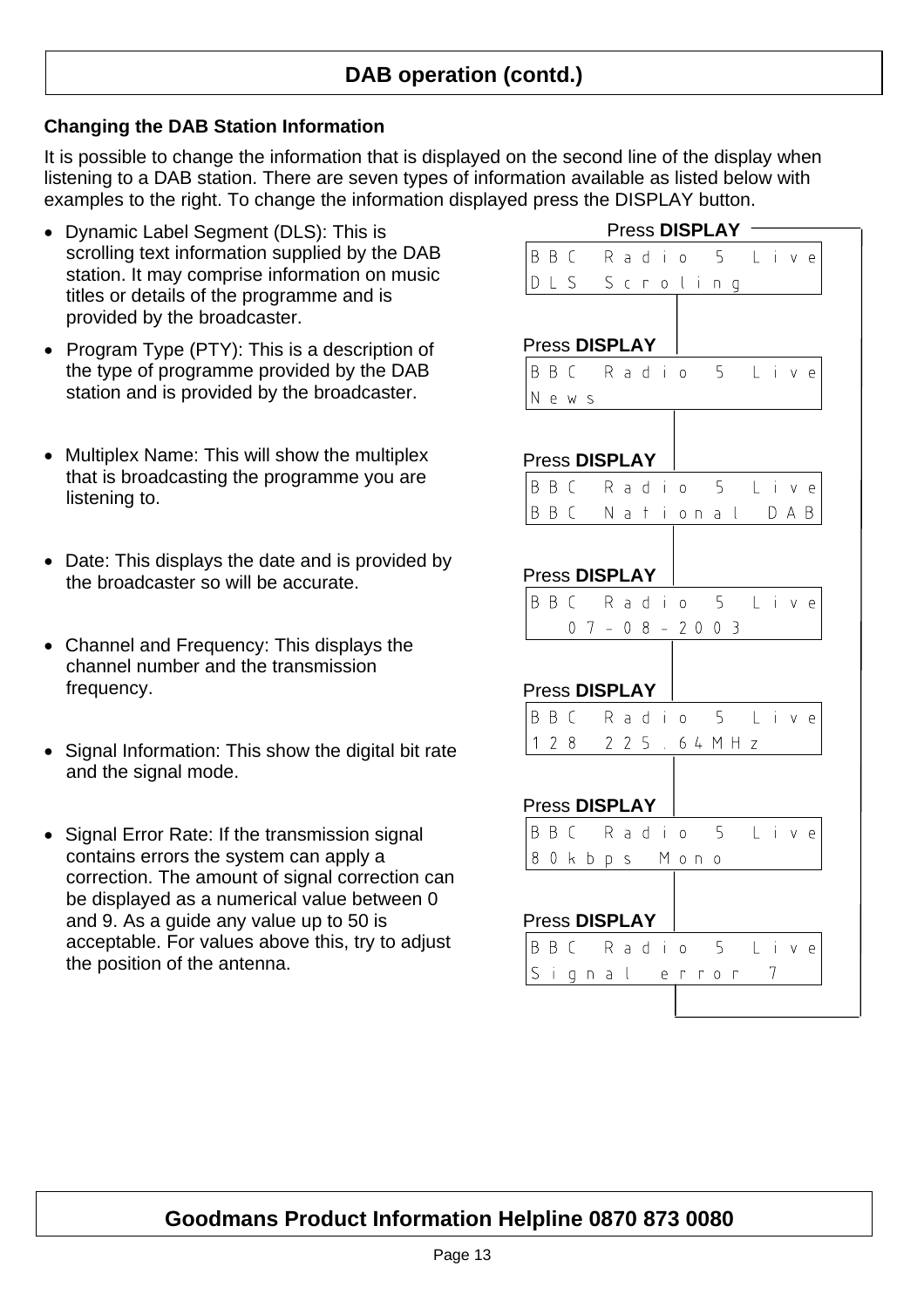# DAB operation (contd.)

## Changing the DAB Station Information

It is possible to change the information that is displayed on the second line of the display when listening to a DAB station. There are seven types of information available as listed below with examples to the right. To change the information displayed press the DISPLAY button.

- Dynamic Label Segment (DLS): This is scrolling text information supplied by the DAB station. It may comprise information on music titles or details of the programme and is provided by the broadcaster.
- Program Type (PTY): This is a description of the type of programme provided by the DAB station and is provided by the broadcaster.
- Multiplex Name: This will show the multiplex that is broadcasting the programme you are listening to.
- Date: This displays the date and is provided by the broadcaster so will be accurate.
- Channel and Frequency: This displays the channel number and the transmission frequency.
- Signal Information: This show the digital bit rate and the signal mode.
- Signal Error Rate: If the transmission signal contains errors the system can apply a correction. The amount of signal correction can be displayed as a numerical value between 0 and 9. As a guide any value up to 50 is acceptable. For values above this, try to adjust the position of the antenna.

Press **DISPLAY**

```
BBC Radio 5 Live
DLS Scroling
```

Press **DISPLAY**

```
BBC Radio 5 Live
News
```

Press **DISPLAY**

```
BBC Radio 5 Live
BBC National DAB
```

Press **DISPLAY**

```
BBC Radio 5 Live
   07-08-2003
```

Press **DISPLAY**

```
BBC Radio 5 Live
128 225.64MHz
```

Press **DISPLAY**

```
BBC Radio 5 Live
80kbps Mono
```

Press **DISPLAY**

```
BBC Radio 5 Live
Signal error 7
```

**Goodmans Product Information Helpline 0870 873 0080**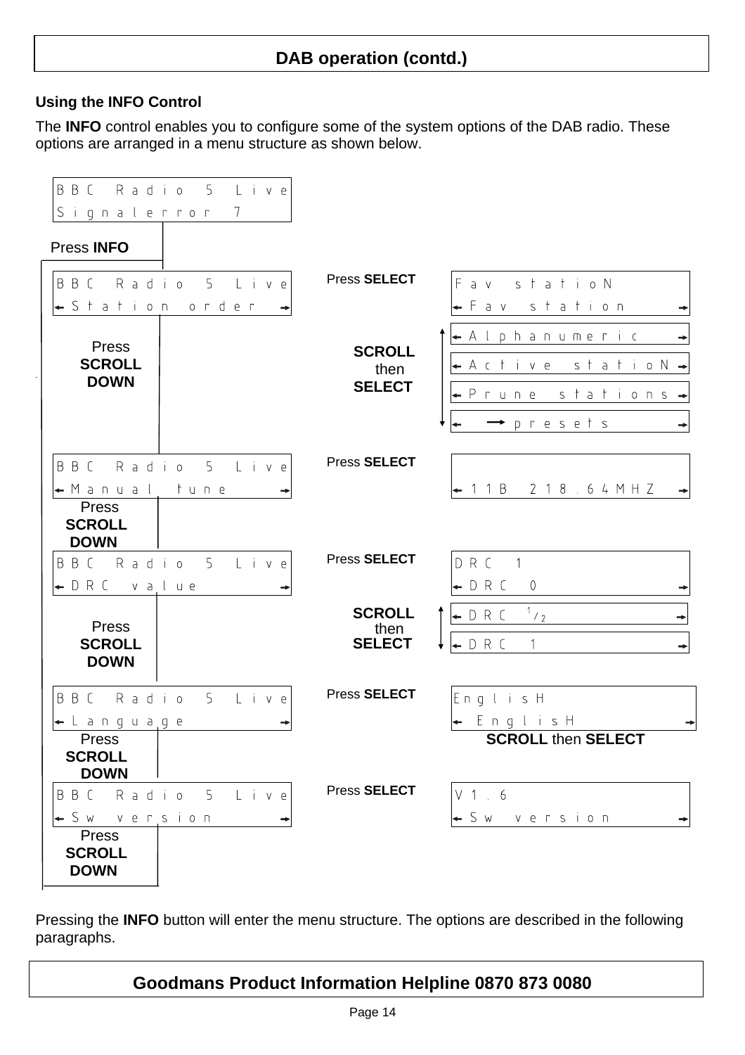## DAB operation (contd.)

### Using the INFO Control

The **INFO** control enables you to configure some of the system options of the DAB radio. These options are arranged in a menu structure as shown below.

```
BBC Radio 5 Live
Signalerror 7
      |
  Press INFO
      |
BBC Radio 5 Live        Press SELECT    Fav statioN
← Station order →                       ← Fav station →
                                        ← Alphanumeric →
  Press SCROLL DOWN     SCROLL then     ← Active statioN →
                        SELECT          ← Prune stations →
                                        ←  → presets →

BBC Radio 5 Live        Press SELECT
← Manual tune →                         ← 11B 218.64MHZ →
  Press SCROLL DOWN

BBC Radio 5 Live        Press SELECT    DRC 1
← DRC value →                           ← DRC 0 →
  Press SCROLL DOWN     SCROLL then     ← DRC 1/2 →
                        SELECT          ← DRC 1 →

BBC Radio 5 Live        Press SELECT    EnglisH
← Language →                            ← EnglisH →
  Press SCROLL DOWN                     SCROLL then SELECT

BBC Radio 5 Live        Press SELECT    V1.6
← Sw version →                          ← Sw version →
  Press SCROLL DOWN
```

Pressing the **INFO** button will enter the menu structure. The options are described in the following paragraphs.

**Goodmans Product Information Helpline 0870 873 0080**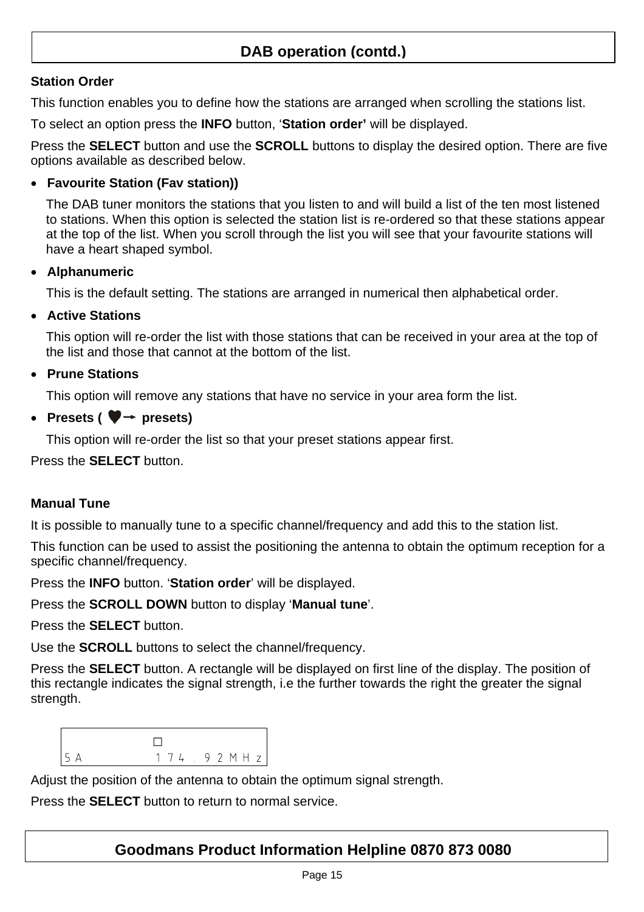## DAB operation (contd.)

### Station Order

This function enables you to define how the stations are arranged when scrolling the stations list.

To select an option press the **INFO** button, '**Station order'** will be displayed.

Press the **SELECT** button and use the **SCROLL** buttons to display the desired option. There are five options available as described below.

- **Favourite Station (Fav station))**

  The DAB tuner monitors the stations that you listen to and will build a list of the ten most listened to stations. When this option is selected the station list is re-ordered so that these stations appear at the top of the list. When you scroll through the list you will see that your favourite stations will have a heart shaped symbol.

- **Alphanumeric**

  This is the default setting. The stations are arranged in numerical then alphabetical order.

- **Active Stations**

  This option will re-order the list with those stations that can be received in your area at the top of the list and those that cannot at the bottom of the list.

- **Prune Stations**

  This option will remove any stations that have no service in your area form the list.

- **Presets ( ♥→ presets)**

  This option will re-order the list so that your preset stations appear first.

Press the **SELECT** button.

### Manual Tune

It is possible to manually tune to a specific channel/frequency and add this to the station list.

This function can be used to assist the positioning the antenna to obtain the optimum reception for a specific channel/frequency.

Press the **INFO** button. '**Station order**' will be displayed.

Press the **SCROLL DOWN** button to display '**Manual tune**'.

Press the **SELECT** button.

Use the **SCROLL** buttons to select the channel/frequency.

Press the **SELECT** button. A rectangle will be displayed on first line of the display. The position of this rectangle indicates the signal strength, i.e the further towards the right the greater the signal strength.

```
          □
5A        174.92MHz
```

Adjust the position of the antenna to obtain the optimum signal strength.

Press the **SELECT** button to return to normal service.

**Goodmans Product Information Helpline 0870 873 0080**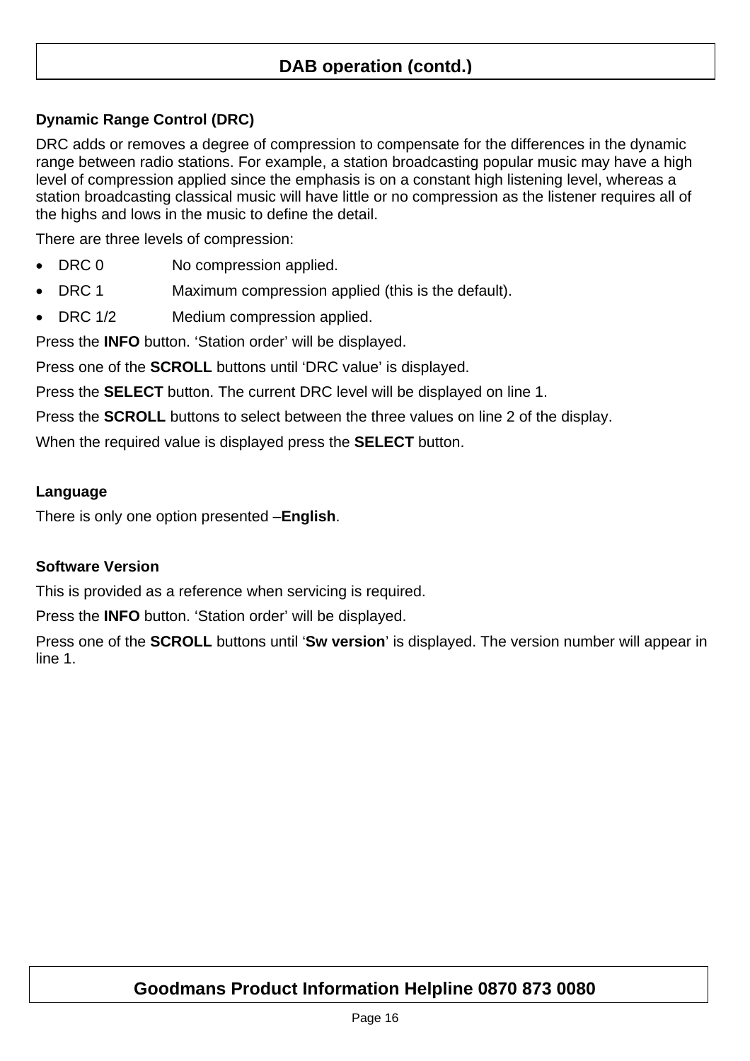# DAB operation (contd.)

### Dynamic Range Control (DRC)

DRC adds or removes a degree of compression to compensate for the differences in the dynamic range between radio stations. For example, a station broadcasting popular music may have a high level of compression applied since the emphasis is on a constant high listening level, whereas a station broadcasting classical music will have little or no compression as the listener requires all of the highs and lows in the music to define the detail.

There are three levels of compression:

- DRC 0 — No compression applied.
- DRC 1 — Maximum compression applied (this is the default).
- DRC 1/2 — Medium compression applied.

Press the **INFO** button. 'Station order' will be displayed.

Press one of the **SCROLL** buttons until 'DRC value' is displayed.

Press the **SELECT** button. The current DRC level will be displayed on line 1.

Press the **SCROLL** buttons to select between the three values on line 2 of the display.

When the required value is displayed press the **SELECT** button.

### Language

There is only one option presented –**English**.

### Software Version

This is provided as a reference when servicing is required.

Press the **INFO** button. 'Station order' will be displayed.

Press one of the **SCROLL** buttons until '**Sw version**' is displayed. The version number will appear in line 1.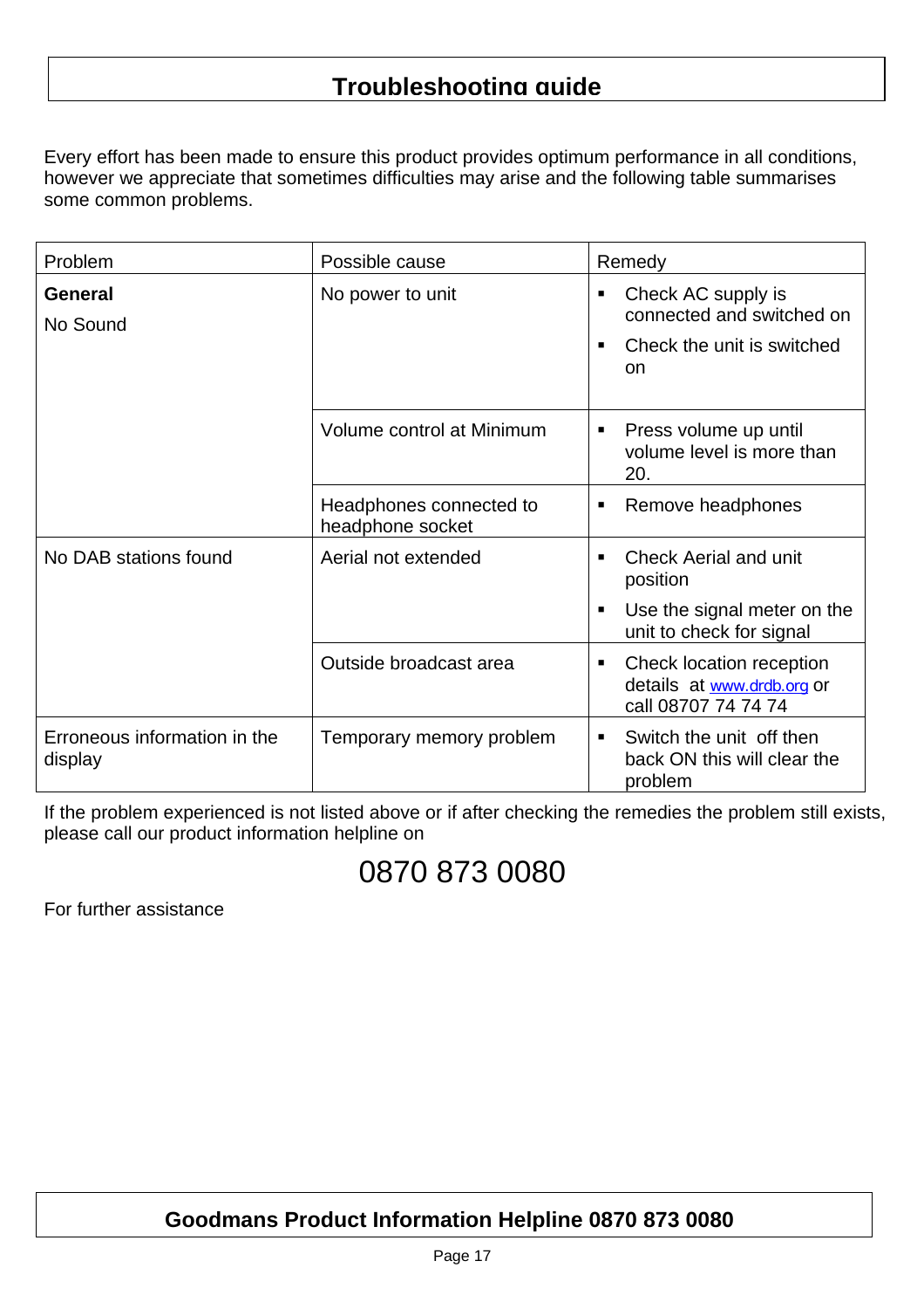# Troubleshooting guide

Every effort has been made to ensure this product provides optimum performance in all conditions, however we appreciate that sometimes difficulties may arise and the following table summarises some common problems.

| Problem | Possible cause | Remedy |
| --- | --- | --- |
| **General**<br>No Sound | No power to unit | ▪ Check AC supply is connected and switched on<br>▪ Check the unit is switched on |
| | Volume control at Minimum | ▪ Press volume up until volume level is more than 20. |
| | Headphones connected to headphone socket | ▪ Remove headphones |
| No DAB stations found | Aerial not extended | ▪ Check Aerial and unit position<br>▪ Use the signal meter on the unit to check for signal |
| | Outside broadcast area | ▪ Check location reception details at www.drdb.org or call 08707 74 74 74 |
| Erroneous information in the display | Temporary memory problem | ▪ Switch the unit off then back ON this will clear the problem |

If the problem experienced is not listed above or if after checking the remedies the problem still exists, please call our product information helpline on

0870 873 0080

For further assistance

**Goodmans Product Information Helpline 0870 873 0080**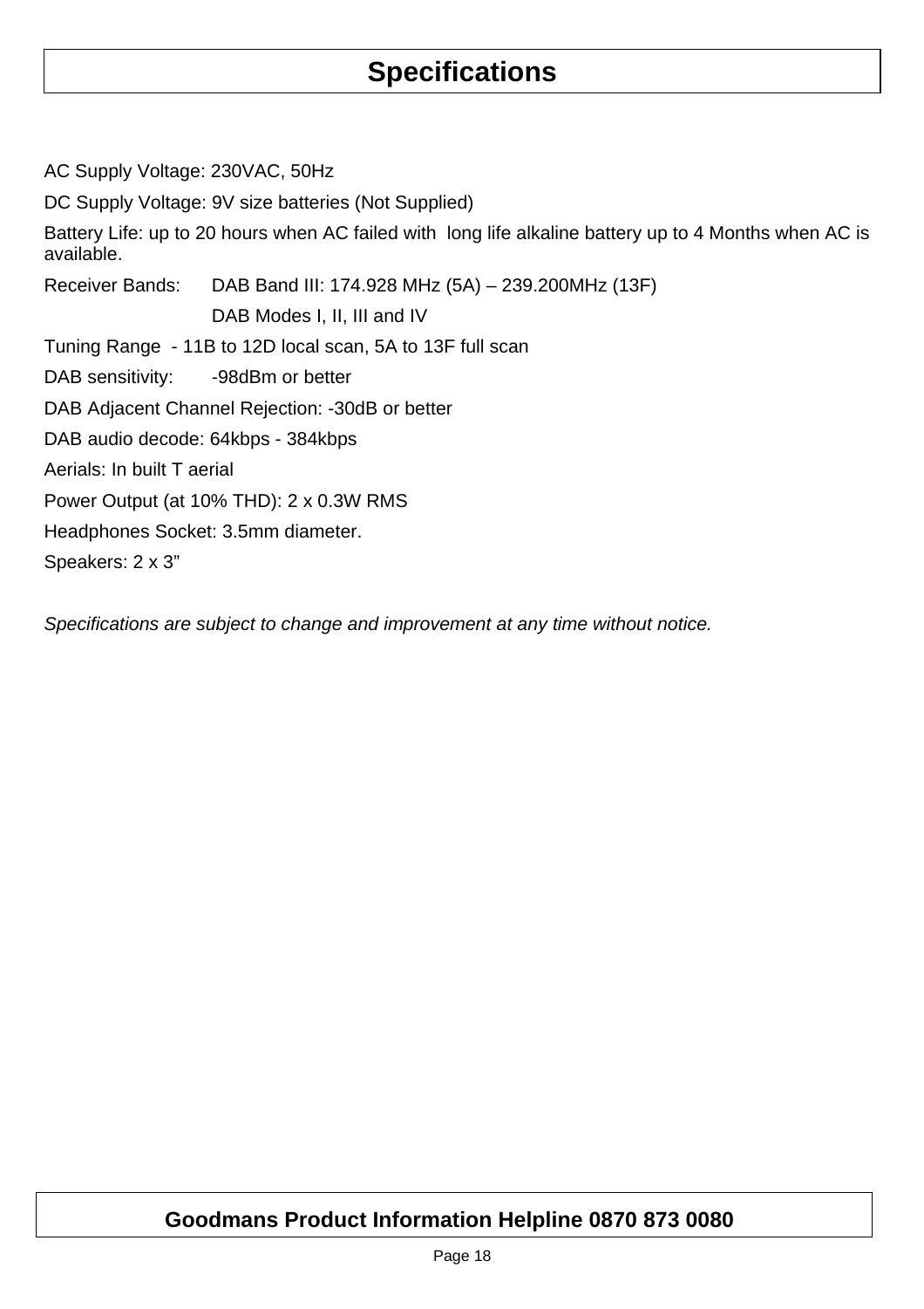# Specifications

AC Supply Voltage: 230VAC, 50Hz

DC Supply Voltage: 9V size batteries (Not Supplied)

Battery Life: up to 20 hours when AC failed with long life alkaline battery up to 4 Months when AC is available.

Receiver Bands: DAB Band III: 174.928 MHz (5A) – 239.200MHz (13F)

DAB Modes I, II, III and IV

Tuning Range - 11B to 12D local scan, 5A to 13F full scan

DAB sensitivity: -98dBm or better

DAB Adjacent Channel Rejection: -30dB or better

DAB audio decode: 64kbps - 384kbps

Aerials: In built T aerial

Power Output (at 10% THD): 2 x 0.3W RMS

Headphones Socket: 3.5mm diameter.

Speakers: 2 x 3”

*Specifications are subject to change and improvement at any time without notice.*

**Goodmans Product Information Helpline 0870 873 0080**